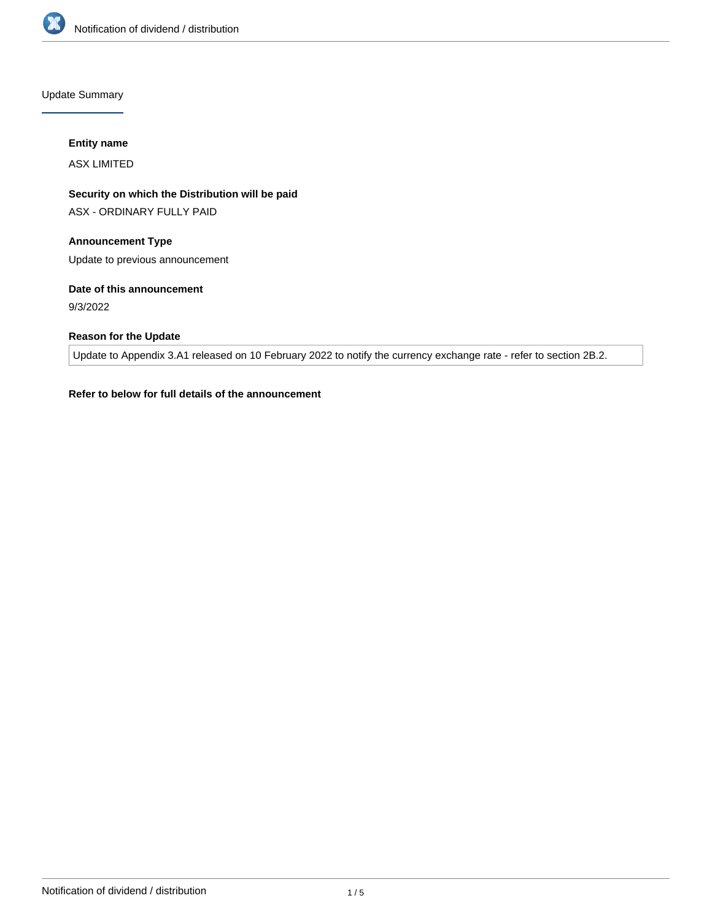## Update Summary

**Entity name**

ASX LIMITED

**Security on which the Distribution will be paid**

ASX - ORDINARY FULLY PAID

**Announcement Type**

Update to previous announcement

**Date of this announcement**

9/3/2022

**Reason for the Update**

Update to Appendix 3.A1 released on 10 February 2022 to notify the currency exchange rate - refer to section 2B.2.

**Refer to below for full details of the announcement**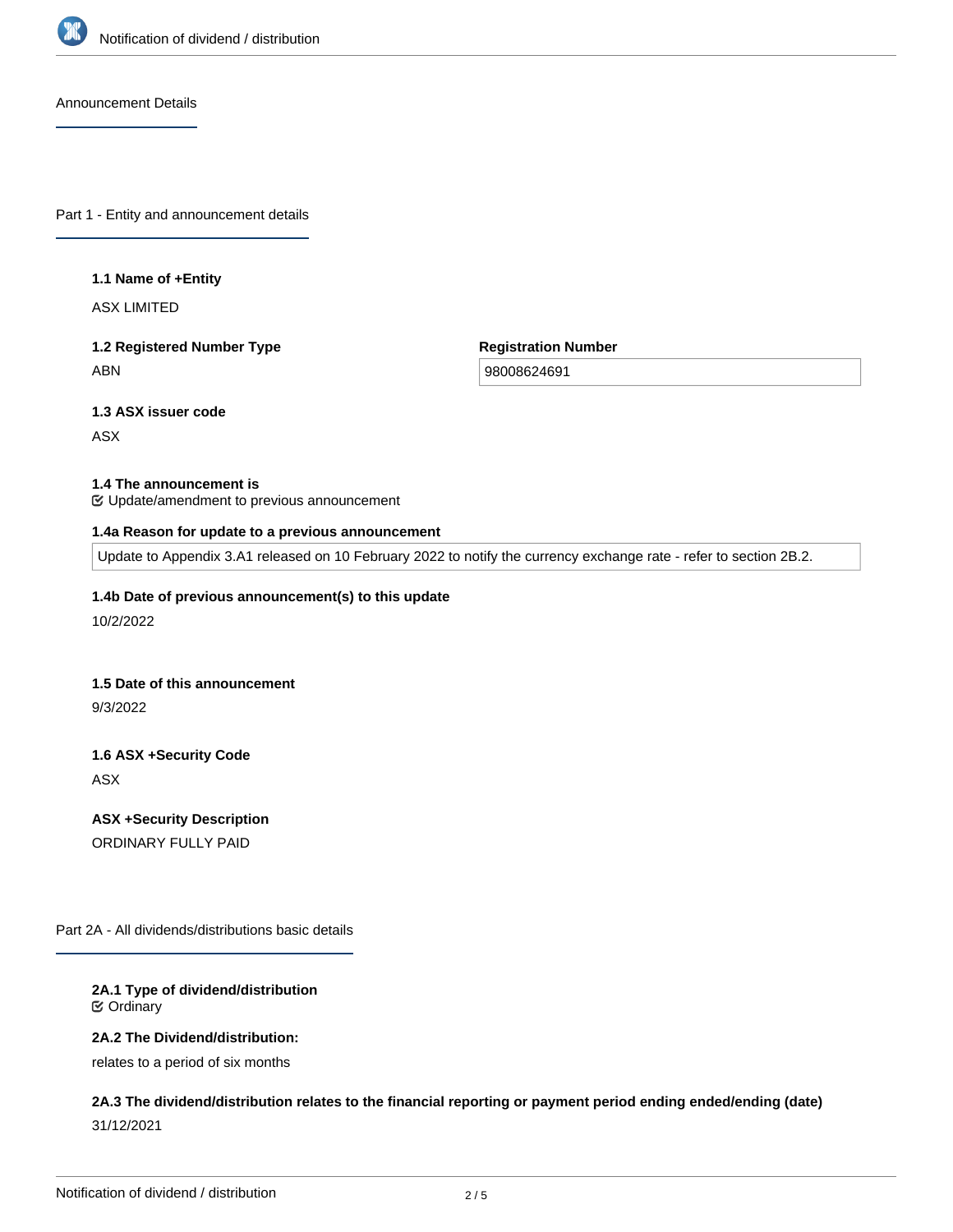## Announcement Details

### Part 1 - Entity and announcement details

**1.1 Name of +Entity**

ASX LIMITED

**1.2 Registered Number Type**

ABN

**Registration Number**

98008624691

**1.3 ASX issuer code**

ASX

**1.4 The announcement is**

Update/amendment to previous announcement

**1.4a Reason for update to a previous announcement**

Update to Appendix 3.A1 released on 10 February 2022 to notify the currency exchange rate - refer to section 2B.2.

**1.4b Date of previous announcement(s) to this update**

10/2/2022

**1.5 Date of this announcement**

9/3/2022

**1.6 ASX +Security Code**

ASX

**ASX +Security Description**

ORDINARY FULLY PAID

### Part 2A - All dividends/distributions basic details

**2A.1 Type of dividend/distribution**

Ordinary

**2A.2 The Dividend/distribution:**

relates to a period of six months

**2A.3 The dividend/distribution relates to the financial reporting or payment period ending ended/ending (date)**

31/12/2021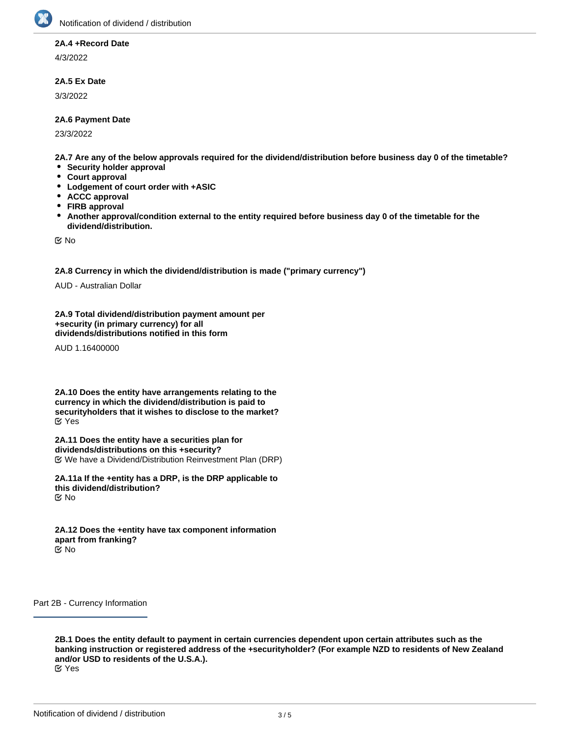**2A.4 +Record Date**

4/3/2022

**2A.5 Ex Date**

3/3/2022

**2A.6 Payment Date**

23/3/2022

**2A.7 Are any of the below approvals required for the dividend/distribution before business day 0 of the timetable?**

- **Security holder approval**
- **Court approval**
- **Lodgement of court order with +ASIC**
- **ACCC approval**
- **FIRB approval**
- **Another approval/condition external to the entity required before business day 0 of the timetable for the dividend/distribution.**

☑ No

**2A.8 Currency in which the dividend/distribution is made ("primary currency")**

AUD - Australian Dollar

**2A.9 Total dividend/distribution payment amount per +security (in primary currency) for all dividends/distributions notified in this form**

AUD 1.16400000

**2A.10 Does the entity have arrangements relating to the currency in which the dividend/distribution is paid to securityholders that it wishes to disclose to the market?**
☑ Yes

**2A.11 Does the entity have a securities plan for dividends/distributions on this +security?**
☑ We have a Dividend/Distribution Reinvestment Plan (DRP)

**2A.11a If the +entity has a DRP, is the DRP applicable to this dividend/distribution?**
☑ No

**2A.12 Does the +entity have tax component information apart from franking?**
☑ No

## Part 2B - Currency Information

**2B.1 Does the entity default to payment in certain currencies dependent upon certain attributes such as the banking instruction or registered address of the +securityholder? (For example NZD to residents of New Zealand and/or USD to residents of the U.S.A.).**
☑ Yes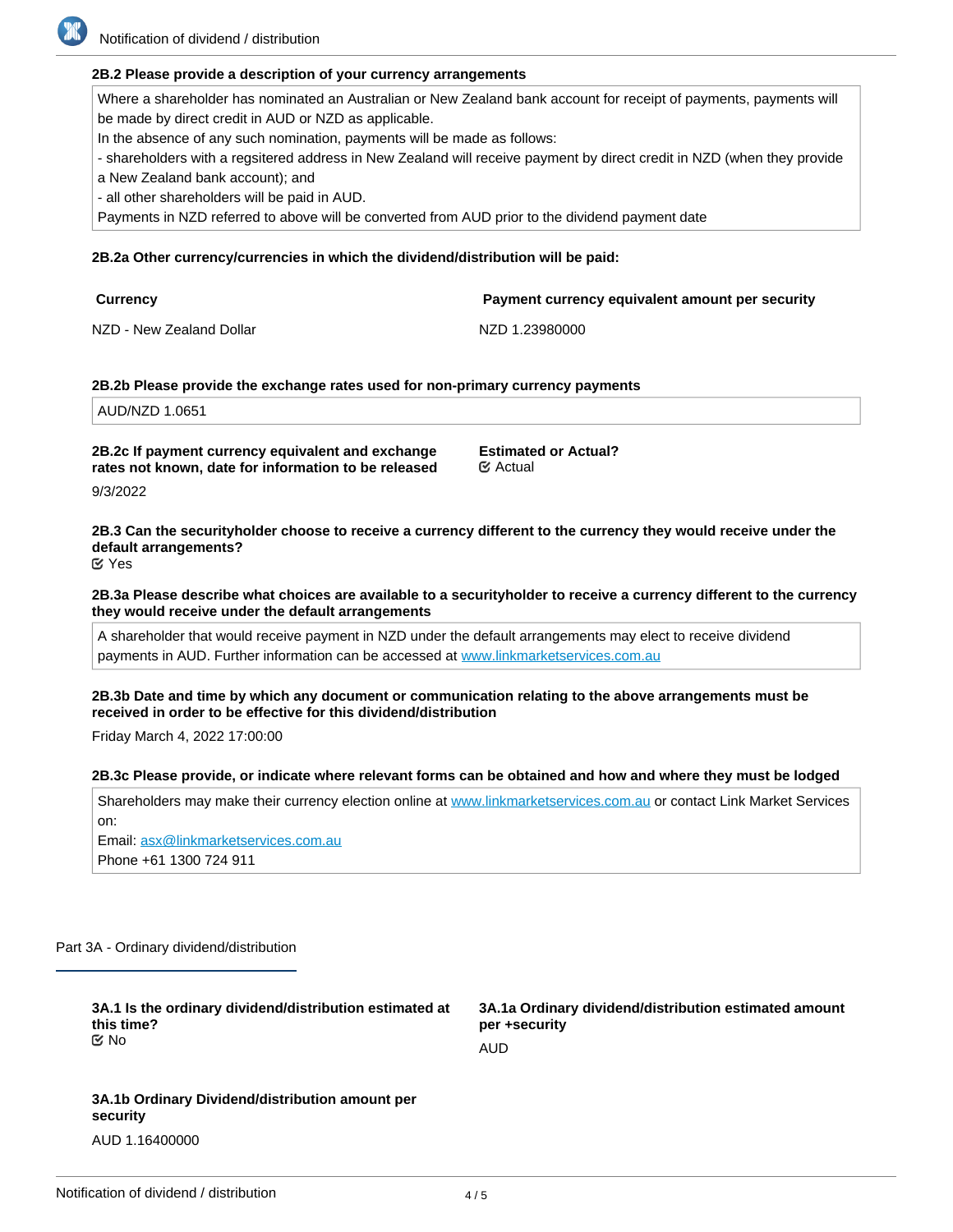**2B.2 Please provide a description of your currency arrangements**

Where a shareholder has nominated an Australian or New Zealand bank account for receipt of payments, payments will be made by direct credit in AUD or NZD as applicable.
In the absence of any such nomination, payments will be made as follows:
- shareholders with a regsitered address in New Zealand will receive payment by direct credit in NZD (when they provide a New Zealand bank account); and
- all other shareholders will be paid in AUD.
Payments in NZD referred to above will be converted from AUD prior to the dividend payment date

**2B.2a Other currency/currencies in which the dividend/distribution will be paid:**

| Currency | Payment currency equivalent amount per security |
|---|---|
| NZD - New Zealand Dollar | NZD 1.23980000 |

**2B.2b Please provide the exchange rates used for non-primary currency payments**

AUD/NZD 1.0651

**2B.2c If payment currency equivalent and exchange rates not known, date for information to be released**

9/3/2022

**Estimated or Actual?**

Actual

**2B.3 Can the securityholder choose to receive a currency different to the currency they would receive under the default arrangements?**

Yes

**2B.3a Please describe what choices are available to a securityholder to receive a currency different to the currency they would receive under the default arrangements**

A shareholder that would receive payment in NZD under the default arrangements may elect to receive dividend payments in AUD. Further information can be accessed at www.linkmarketservices.com.au

**2B.3b Date and time by which any document or communication relating to the above arrangements must be received in order to be effective for this dividend/distribution**

Friday March 4, 2022 17:00:00

**2B.3c Please provide, or indicate where relevant forms can be obtained and how and where they must be lodged**

Shareholders may make their currency election online at www.linkmarketservices.com.au or contact Link Market Services on:
Email: asx@linkmarketservices.com.au
Phone +61 1300 724 911

## Part 3A - Ordinary dividend/distribution

**3A.1 Is the ordinary dividend/distribution estimated at this time?**

No

**3A.1a Ordinary dividend/distribution estimated amount per +security**

AUD

**3A.1b Ordinary Dividend/distribution amount per security**

AUD 1.16400000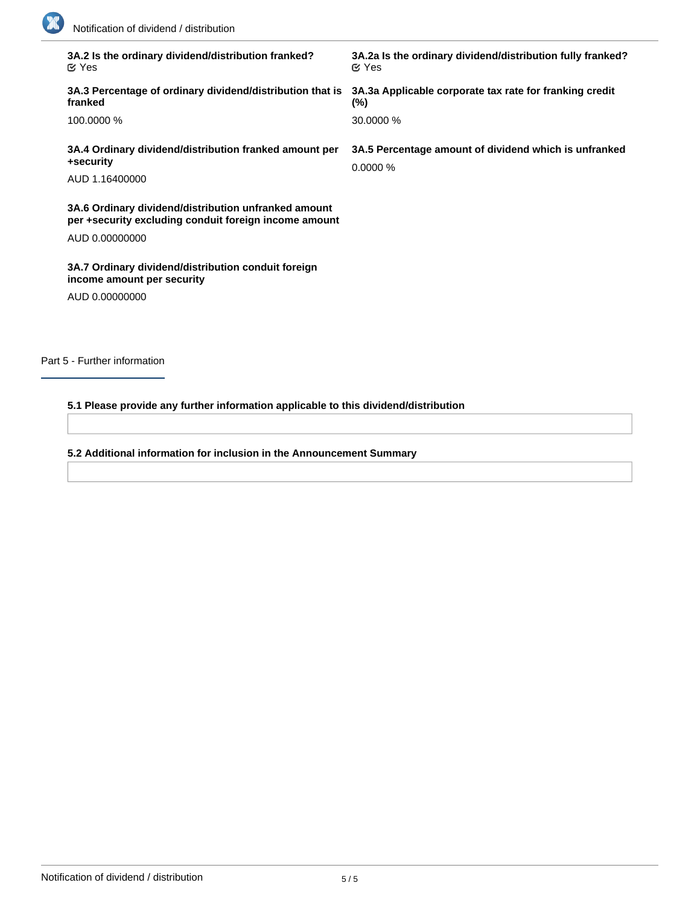**3A.2 Is the ordinary dividend/distribution franked?**
☑ Yes

**3A.2a Is the ordinary dividend/distribution fully franked?**
☑ Yes

**3A.3 Percentage of ordinary dividend/distribution that is franked**

100.0000 %

**3A.3a Applicable corporate tax rate for franking credit (%)**

30.0000 %

**3A.4 Ordinary dividend/distribution franked amount per +security**

AUD 1.16400000

**3A.5 Percentage amount of dividend which is unfranked**

0.0000 %

**3A.6 Ordinary dividend/distribution unfranked amount per +security excluding conduit foreign income amount**

AUD 0.00000000

**3A.7 Ordinary dividend/distribution conduit foreign income amount per security**

AUD 0.00000000

## Part 5 - Further information

**5.1 Please provide any further information applicable to this dividend/distribution**

**5.2 Additional information for inclusion in the Announcement Summary**